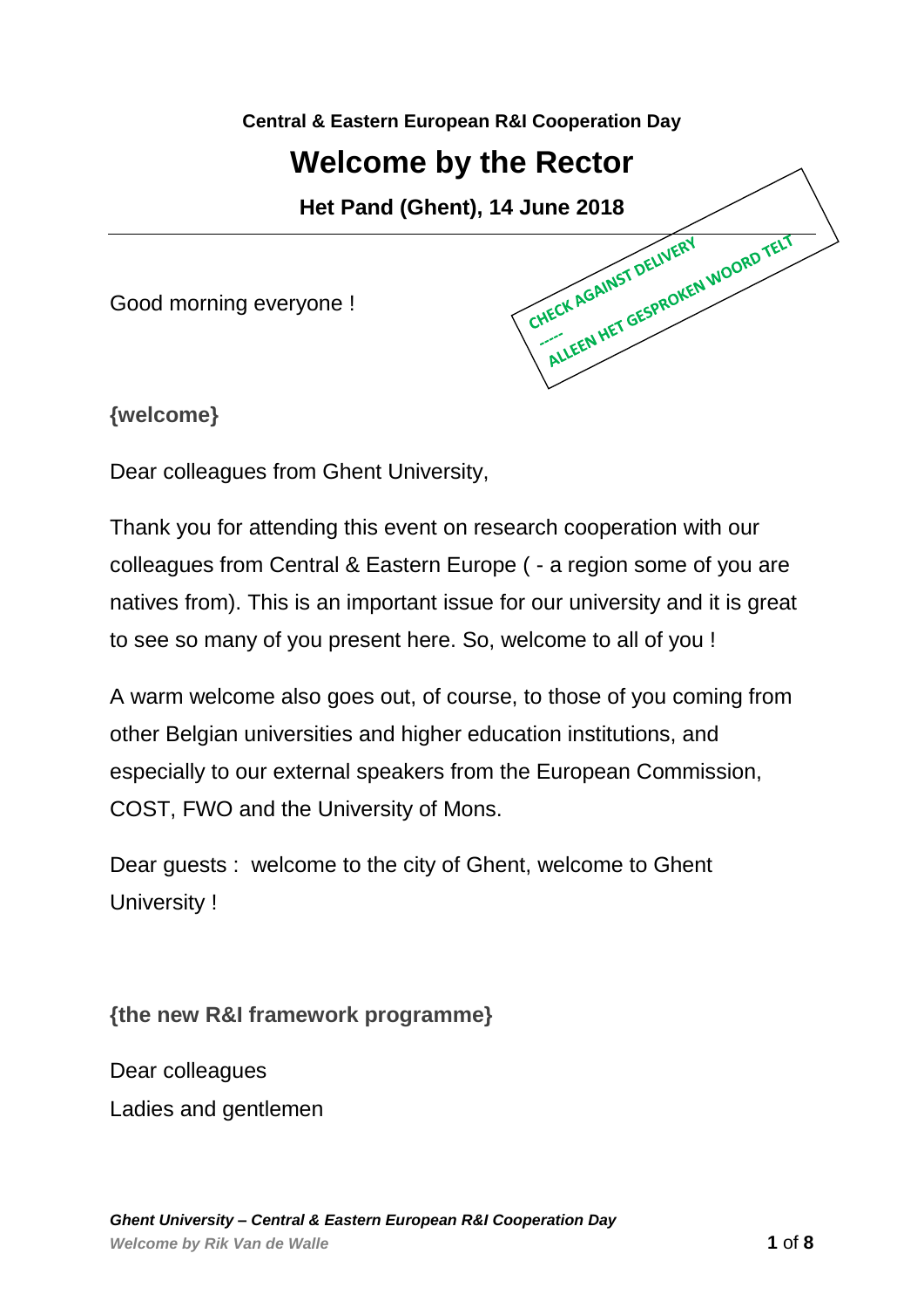**Central & Eastern European R&I Cooperation Day**

# Welcome by the Rector

**Het Pand (Ghent), 14 June 2018**

CHECK AGAINST DELIVERY
-----
ALLEEN HET GESPROKEN WOORD TELT

Good morning everyone !

**{welcome}**

Dear colleagues from Ghent University,

Thank you for attending this event on research cooperation with our colleagues from Central & Eastern Europe ( - a region some of you are natives from). This is an important issue for our university and it is great to see so many of you present here. So, welcome to all of you !

A warm welcome also goes out, of course, to those of you coming from other Belgian universities and higher education institutions, and especially to our external speakers from the European Commission, COST, FWO and the University of Mons.

Dear guests : welcome to the city of Ghent, welcome to Ghent University !

**{the new R&I framework programme}**

Dear colleagues
Ladies and gentlemen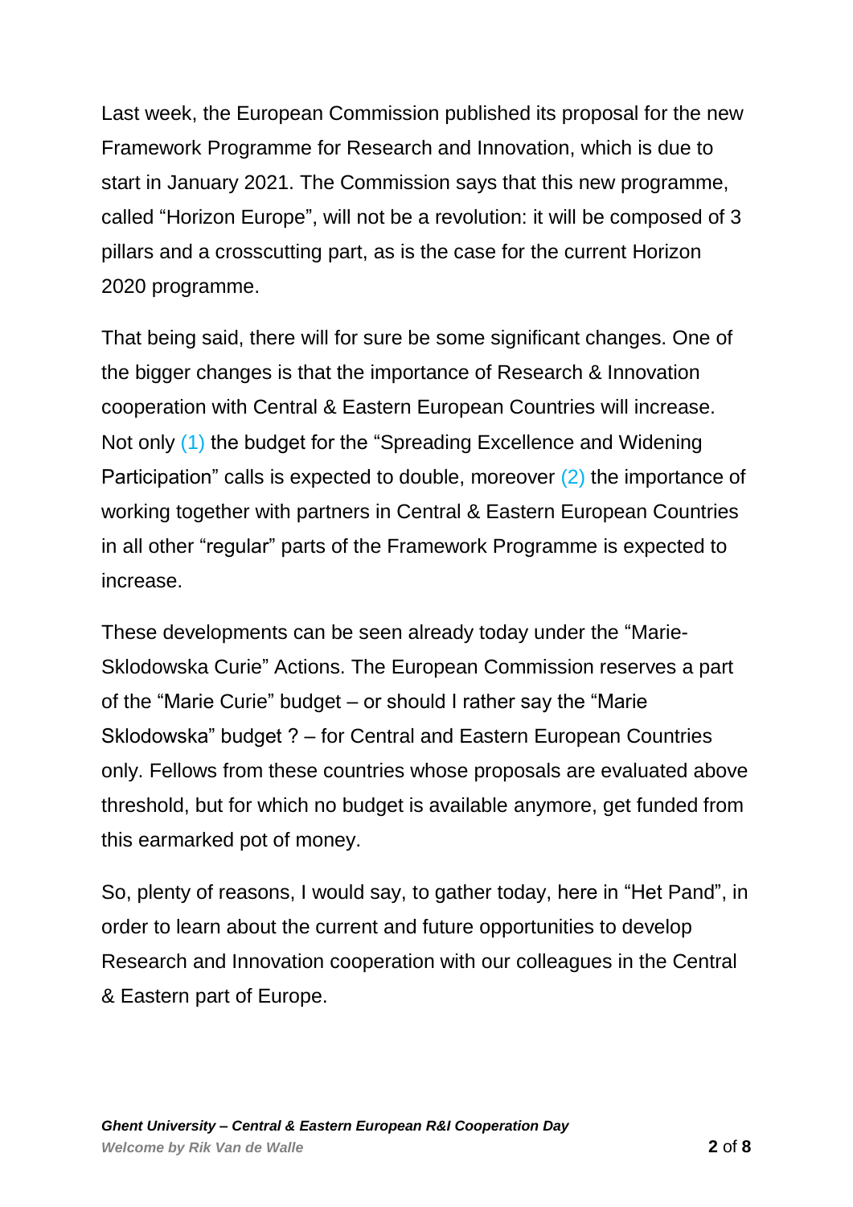Last week, the European Commission published its proposal for the new Framework Programme for Research and Innovation, which is due to start in January 2021. The Commission says that this new programme, called “Horizon Europe”, will not be a revolution: it will be composed of 3 pillars and a crosscutting part, as is the case for the current Horizon 2020 programme.

That being said, there will for sure be some significant changes. One of the bigger changes is that the importance of Research & Innovation cooperation with Central & Eastern European Countries will increase. Not only (1) the budget for the “Spreading Excellence and Widening Participation” calls is expected to double, moreover (2) the importance of working together with partners in Central & Eastern European Countries in all other “regular” parts of the Framework Programme is expected to increase.

These developments can be seen already today under the “Marie-Sklodowska Curie” Actions. The European Commission reserves a part of the “Marie Curie” budget – or should I rather say the “Marie Sklodowska” budget ? – for Central and Eastern European Countries only. Fellows from these countries whose proposals are evaluated above threshold, but for which no budget is available anymore, get funded from this earmarked pot of money.

So, plenty of reasons, I would say, to gather today, here in “Het Pand”, in order to learn about the current and future opportunities to develop Research and Innovation cooperation with our colleagues in the Central & Eastern part of Europe.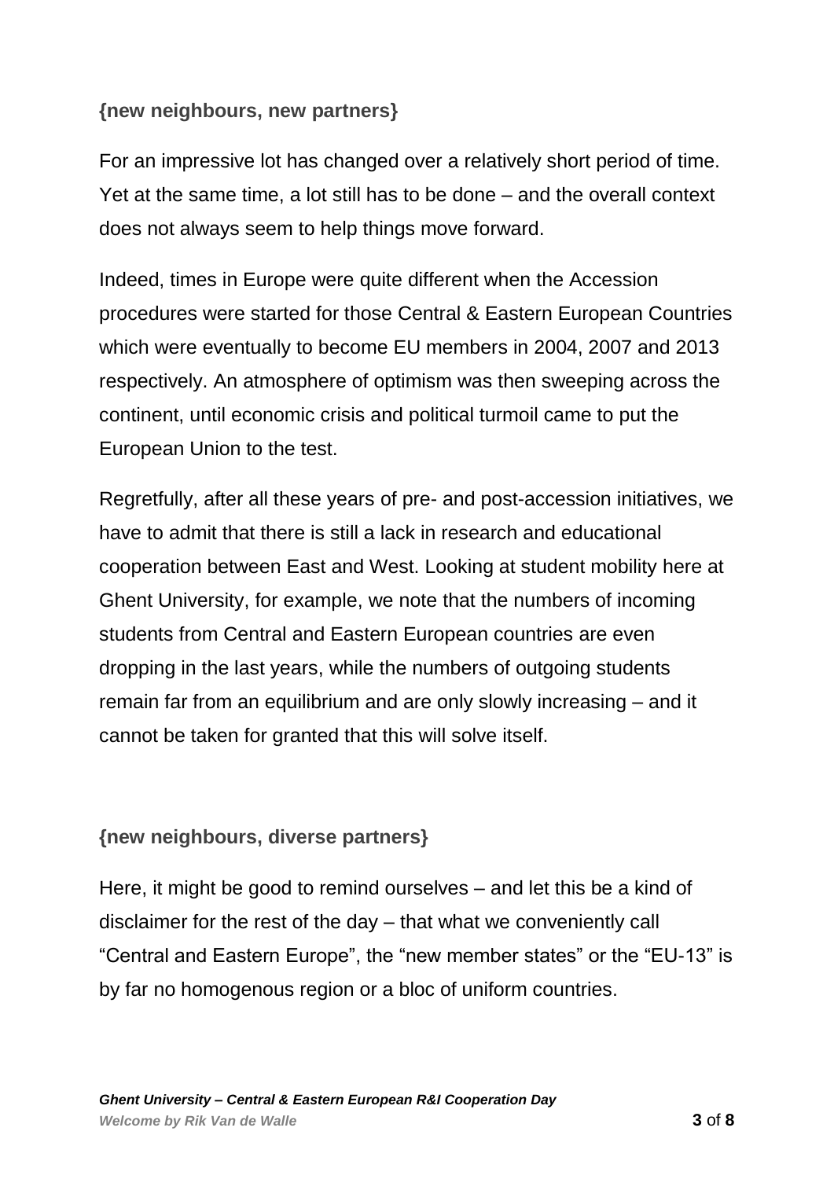**{new neighbours, new partners}**

For an impressive lot has changed over a relatively short period of time. Yet at the same time, a lot still has to be done – and the overall context does not always seem to help things move forward.

Indeed, times in Europe were quite different when the Accession procedures were started for those Central & Eastern European Countries which were eventually to become EU members in 2004, 2007 and 2013 respectively. An atmosphere of optimism was then sweeping across the continent, until economic crisis and political turmoil came to put the European Union to the test.

Regretfully, after all these years of pre- and post-accession initiatives, we have to admit that there is still a lack in research and educational cooperation between East and West. Looking at student mobility here at Ghent University, for example, we note that the numbers of incoming students from Central and Eastern European countries are even dropping in the last years, while the numbers of outgoing students remain far from an equilibrium and are only slowly increasing – and it cannot be taken for granted that this will solve itself.

**{new neighbours, diverse partners}**

Here, it might be good to remind ourselves – and let this be a kind of disclaimer for the rest of the day – that what we conveniently call "Central and Eastern Europe", the "new member states" or the "EU-13" is by far no homogenous region or a bloc of uniform countries.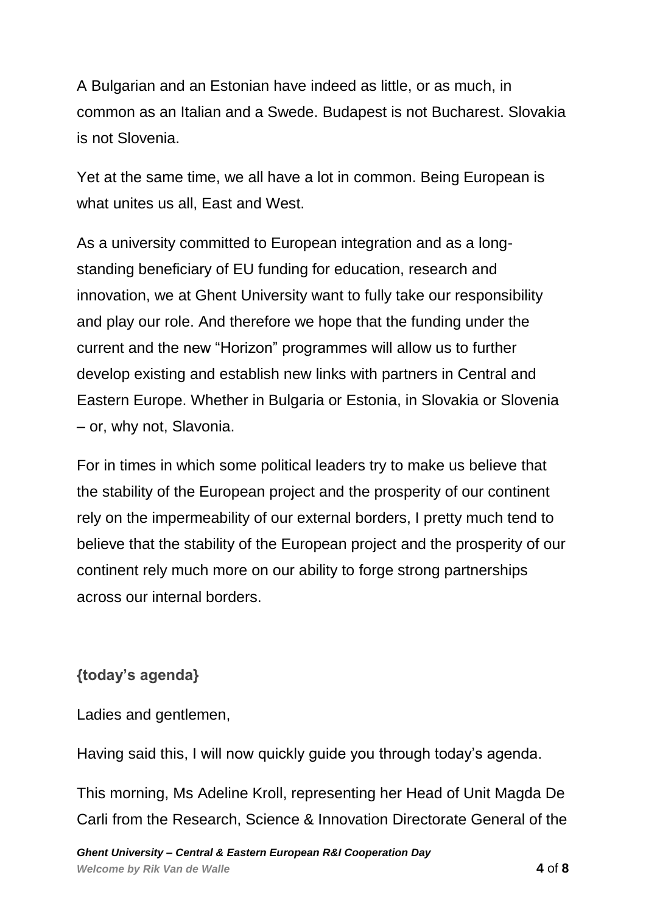A Bulgarian and an Estonian have indeed as little, or as much, in common as an Italian and a Swede. Budapest is not Bucharest. Slovakia is not Slovenia.

Yet at the same time, we all have a lot in common. Being European is what unites us all, East and West.

As a university committed to European integration and as a long-standing beneficiary of EU funding for education, research and innovation, we at Ghent University want to fully take our responsibility and play our role. And therefore we hope that the funding under the current and the new "Horizon" programmes will allow us to further develop existing and establish new links with partners in Central and Eastern Europe. Whether in Bulgaria or Estonia, in Slovakia or Slovenia – or, why not, Slavonia.

For in times in which some political leaders try to make us believe that the stability of the European project and the prosperity of our continent rely on the impermeability of our external borders, I pretty much tend to believe that the stability of the European project and the prosperity of our continent rely much more on our ability to forge strong partnerships across our internal borders.

**{today's agenda}**

Ladies and gentlemen,

Having said this, I will now quickly guide you through today's agenda.

This morning, Ms Adeline Kroll, representing her Head of Unit Magda De Carli from the Research, Science & Innovation Directorate General of the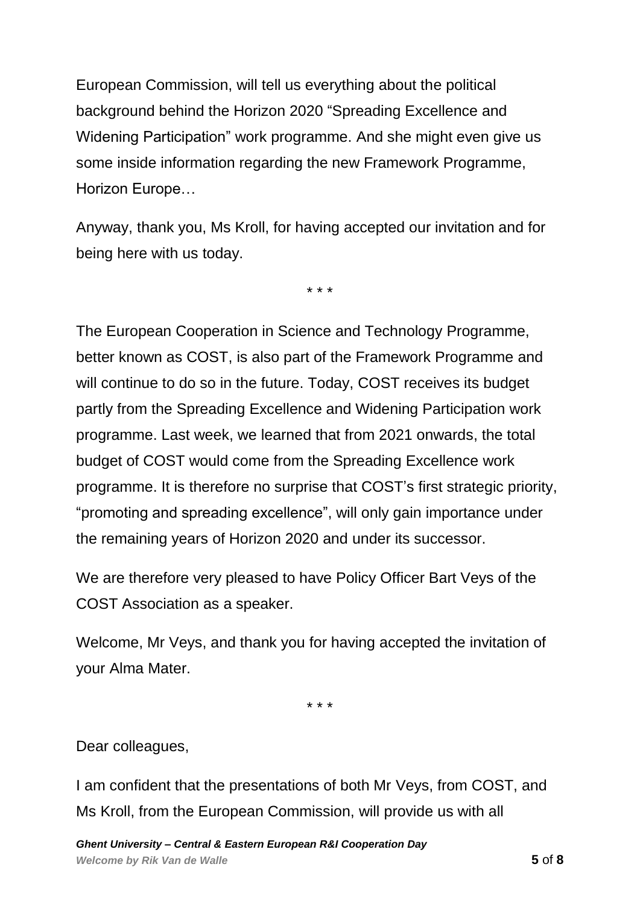European Commission, will tell us everything about the political background behind the Horizon 2020 “Spreading Excellence and Widening Participation” work programme. And she might even give us some inside information regarding the new Framework Programme, Horizon Europe…

Anyway, thank you, Ms Kroll, for having accepted our invitation and for being here with us today.

\* \* \*

The European Cooperation in Science and Technology Programme, better known as COST, is also part of the Framework Programme and will continue to do so in the future. Today, COST receives its budget partly from the Spreading Excellence and Widening Participation work programme. Last week, we learned that from 2021 onwards, the total budget of COST would come from the Spreading Excellence work programme. It is therefore no surprise that COST’s first strategic priority, “promoting and spreading excellence”, will only gain importance under the remaining years of Horizon 2020 and under its successor.

We are therefore very pleased to have Policy Officer Bart Veys of the COST Association as a speaker.

Welcome, Mr Veys, and thank you for having accepted the invitation of your Alma Mater.

\* \* \*

Dear colleagues,

I am confident that the presentations of both Mr Veys, from COST, and Ms Kroll, from the European Commission, will provide us with all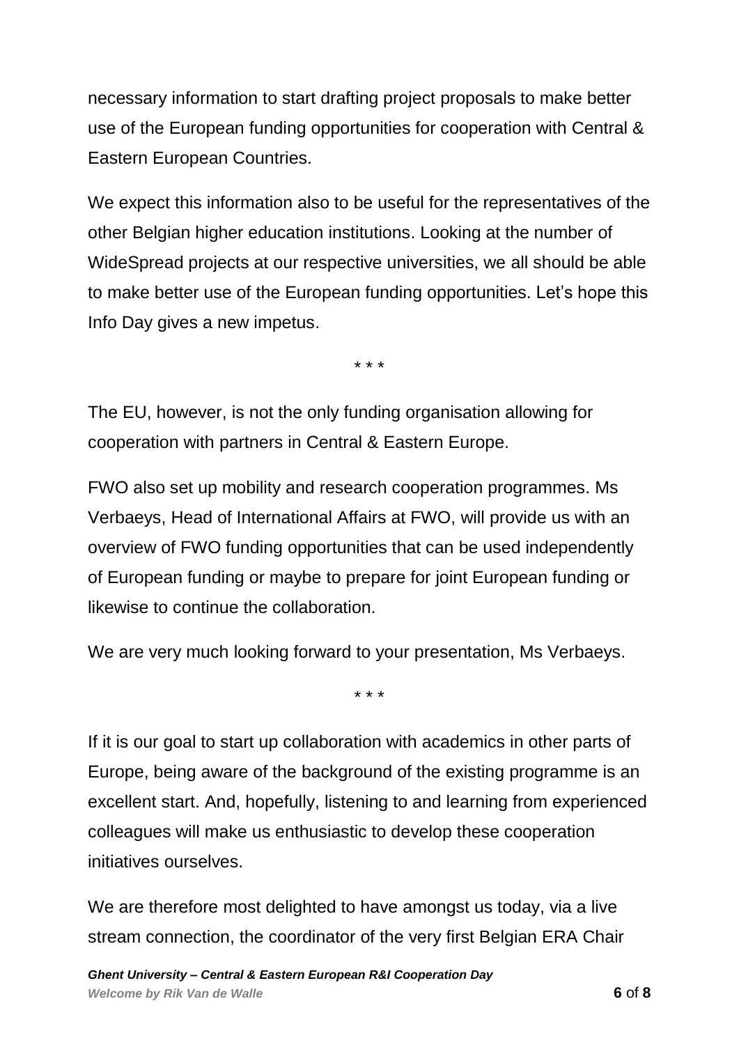necessary information to start drafting project proposals to make better use of the European funding opportunities for cooperation with Central & Eastern European Countries.

We expect this information also to be useful for the representatives of the other Belgian higher education institutions. Looking at the number of WideSpread projects at our respective universities, we all should be able to make better use of the European funding opportunities. Let's hope this Info Day gives a new impetus.

\* \* \*

The EU, however, is not the only funding organisation allowing for cooperation with partners in Central & Eastern Europe.

FWO also set up mobility and research cooperation programmes. Ms Verbaeys, Head of International Affairs at FWO, will provide us with an overview of FWO funding opportunities that can be used independently of European funding or maybe to prepare for joint European funding or likewise to continue the collaboration.

We are very much looking forward to your presentation, Ms Verbaeys.

\* \* \*

If it is our goal to start up collaboration with academics in other parts of Europe, being aware of the background of the existing programme is an excellent start. And, hopefully, listening to and learning from experienced colleagues will make us enthusiastic to develop these cooperation initiatives ourselves.

We are therefore most delighted to have amongst us today, via a live stream connection, the coordinator of the very first Belgian ERA Chair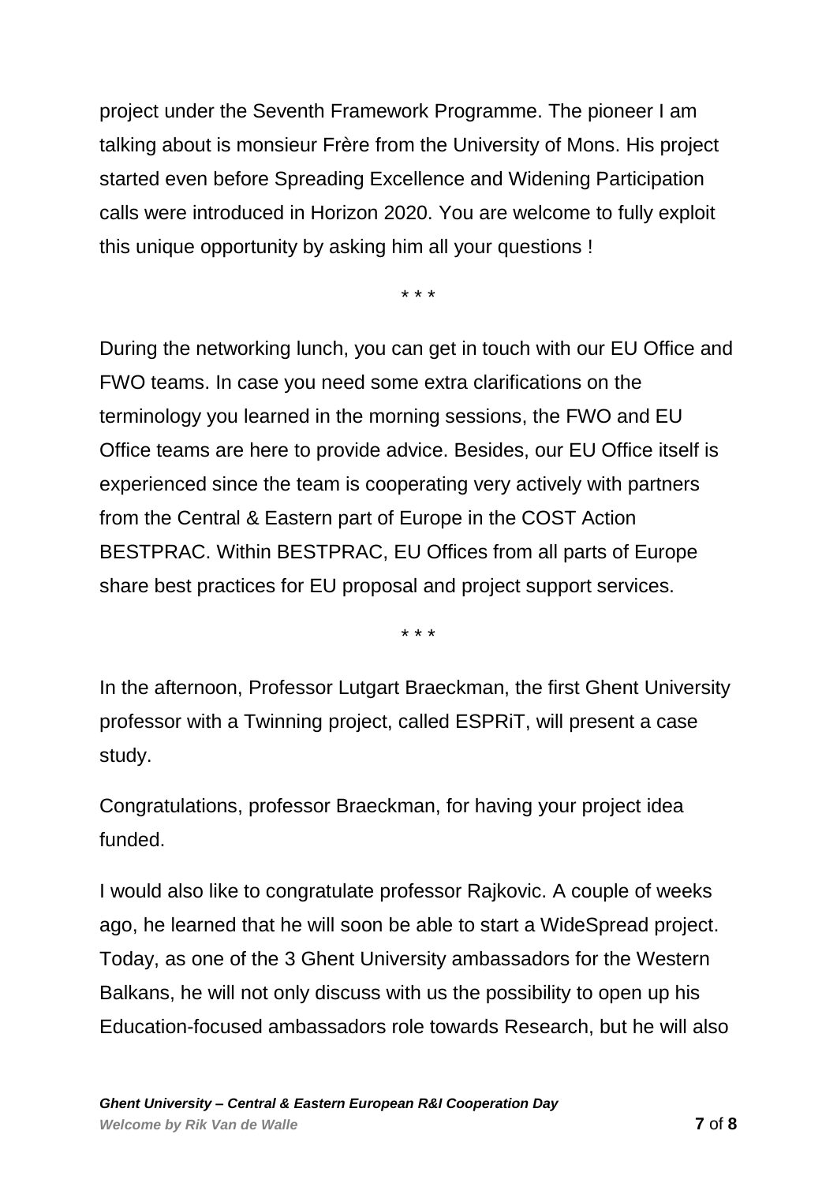project under the Seventh Framework Programme. The pioneer I am talking about is monsieur Frère from the University of Mons. His project started even before Spreading Excellence and Widening Participation calls were introduced in Horizon 2020. You are welcome to fully exploit this unique opportunity by asking him all your questions !

\* \* \*

During the networking lunch, you can get in touch with our EU Office and FWO teams. In case you need some extra clarifications on the terminology you learned in the morning sessions, the FWO and EU Office teams are here to provide advice. Besides, our EU Office itself is experienced since the team is cooperating very actively with partners from the Central & Eastern part of Europe in the COST Action BESTPRAC. Within BESTPRAC, EU Offices from all parts of Europe share best practices for EU proposal and project support services.

\* \* \*

In the afternoon, Professor Lutgart Braeckman, the first Ghent University professor with a Twinning project, called ESPRiT, will present a case study.

Congratulations, professor Braeckman, for having your project idea funded.

I would also like to congratulate professor Rajkovic. A couple of weeks ago, he learned that he will soon be able to start a WideSpread project. Today, as one of the 3 Ghent University ambassadors for the Western Balkans, he will not only discuss with us the possibility to open up his Education-focused ambassadors role towards Research, but he will also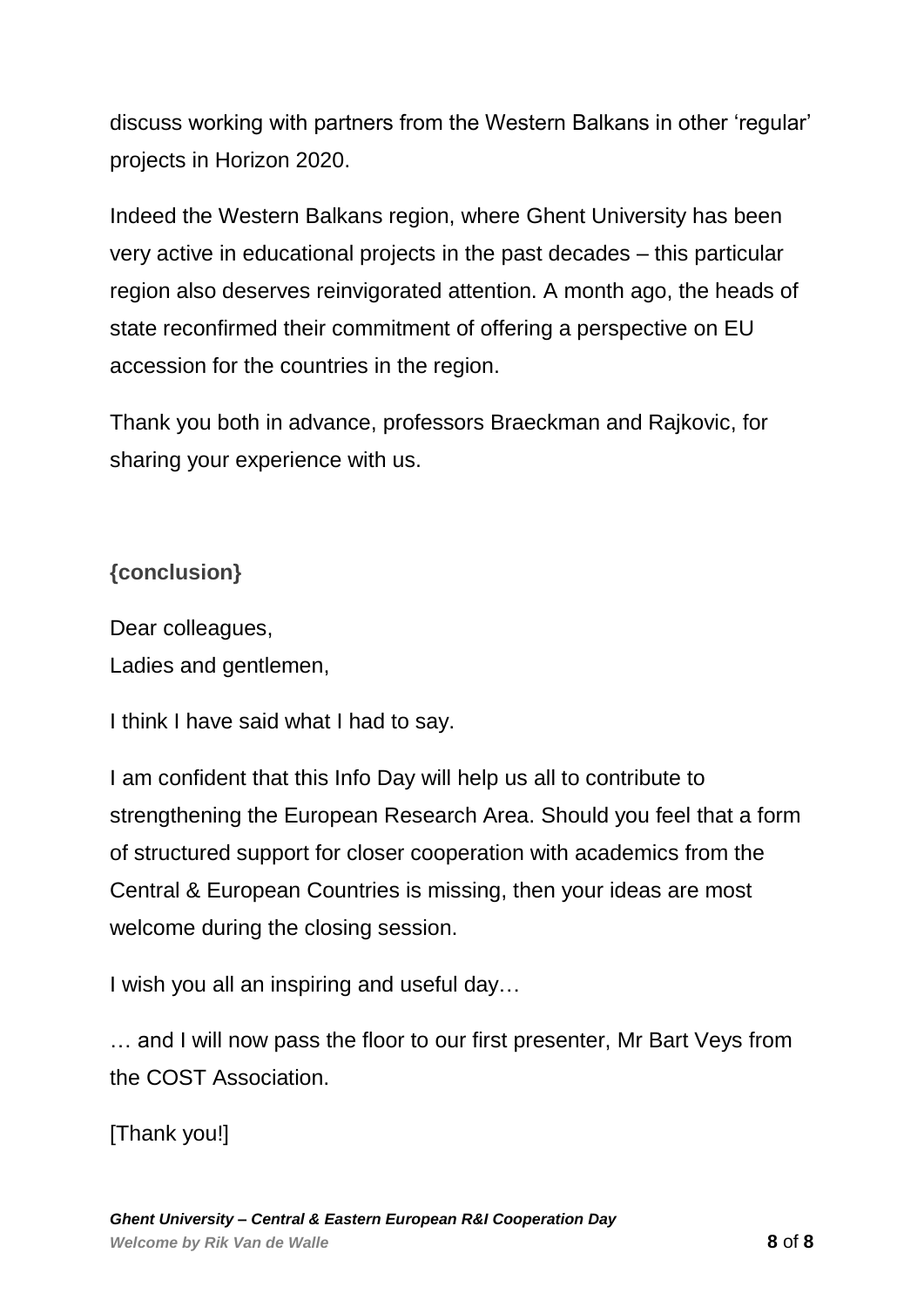discuss working with partners from the Western Balkans in other 'regular' projects in Horizon 2020.

Indeed the Western Balkans region, where Ghent University has been very active in educational projects in the past decades – this particular region also deserves reinvigorated attention. A month ago, the heads of state reconfirmed their commitment of offering a perspective on EU accession for the countries in the region.

Thank you both in advance, professors Braeckman and Rajkovic, for sharing your experience with us.

**{conclusion}**

Dear colleagues,
Ladies and gentlemen,

I think I have said what I had to say.

I am confident that this Info Day will help us all to contribute to strengthening the European Research Area. Should you feel that a form of structured support for closer cooperation with academics from the Central & European Countries is missing, then your ideas are most welcome during the closing session.

I wish you all an inspiring and useful day…

… and I will now pass the floor to our first presenter, Mr Bart Veys from the COST Association.

[Thank you!]